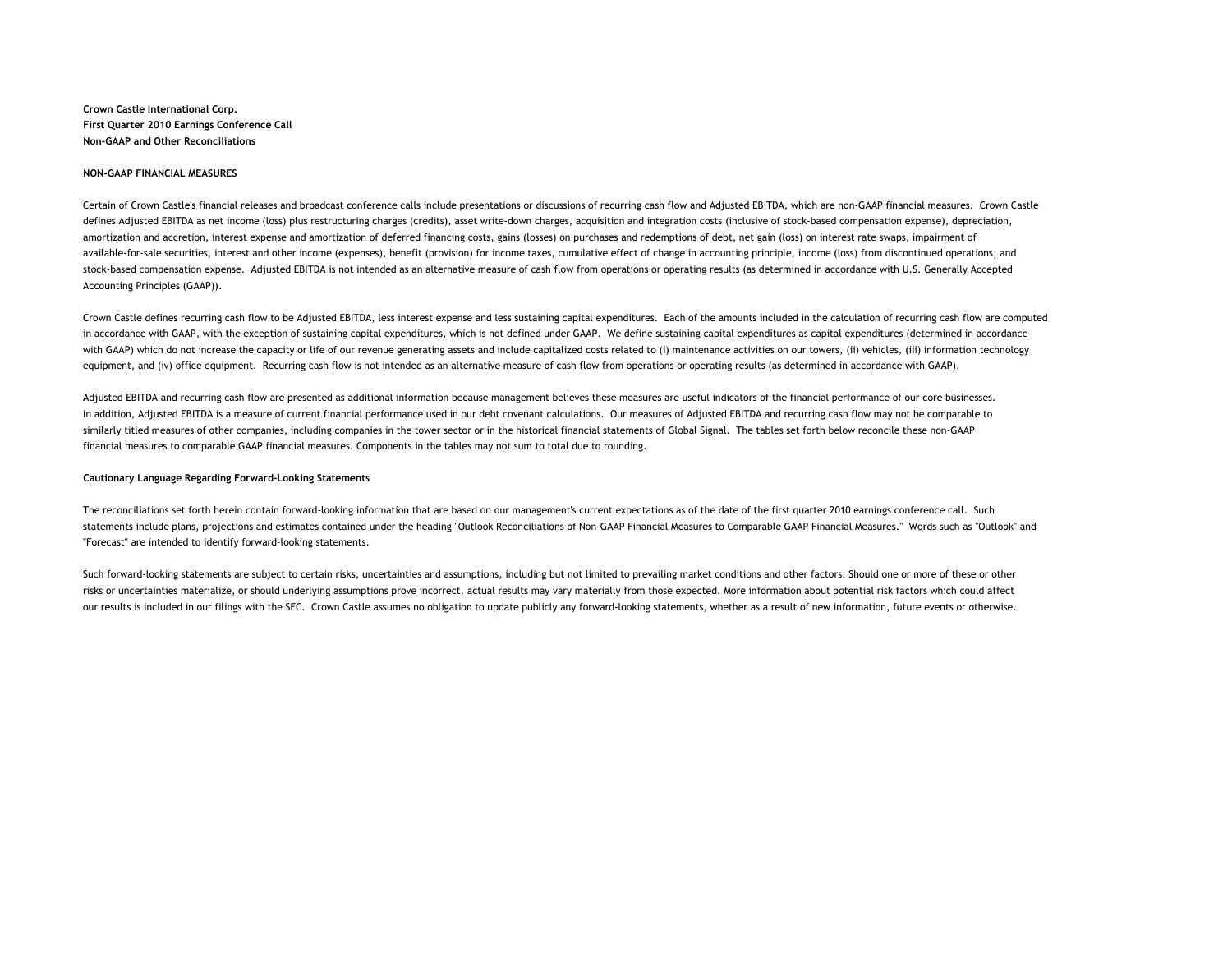**Crown Castle International Corp.**
**First Quarter 2010 Earnings Conference Call**
**Non-GAAP and Other Reconciliations**

#### NON-GAAP FINANCIAL MEASURES

Certain of Crown Castle's financial releases and broadcast conference calls include presentations or discussions of recurring cash flow and Adjusted EBITDA, which are non-GAAP financial measures. Crown Castle defines Adjusted EBITDA as net income (loss) plus restructuring charges (credits), asset write-down charges, acquisition and integration costs (inclusive of stock-based compensation expense), depreciation, amortization and accretion, interest expense and amortization of deferred financing costs, gains (losses) on purchases and redemptions of debt, net gain (loss) on interest rate swaps, impairment of available-for-sale securities, interest and other income (expenses), benefit (provision) for income taxes, cumulative effect of change in accounting principle, income (loss) from discontinued operations, and stock-based compensation expense. Adjusted EBITDA is not intended as an alternative measure of cash flow from operations or operating results (as determined in accordance with U.S. Generally Accepted Accounting Principles (GAAP)).

Crown Castle defines recurring cash flow to be Adjusted EBITDA, less interest expense and less sustaining capital expenditures. Each of the amounts included in the calculation of recurring cash flow are computed in accordance with GAAP, with the exception of sustaining capital expenditures, which is not defined under GAAP. We define sustaining capital expenditures as capital expenditures (determined in accordance with GAAP) which do not increase the capacity or life of our revenue generating assets and include capitalized costs related to (i) maintenance activities on our towers, (ii) vehicles, (iii) information technology equipment, and (iv) office equipment. Recurring cash flow is not intended as an alternative measure of cash flow from operations or operating results (as determined in accordance with GAAP).

Adjusted EBITDA and recurring cash flow are presented as additional information because management believes these measures are useful indicators of the financial performance of our core businesses. In addition, Adjusted EBITDA is a measure of current financial performance used in our debt covenant calculations. Our measures of Adjusted EBITDA and recurring cash flow may not be comparable to similarly titled measures of other companies, including companies in the tower sector or in the historical financial statements of Global Signal. The tables set forth below reconcile these non-GAAP financial measures to comparable GAAP financial measures. Components in the tables may not sum to total due to rounding.

#### Cautionary Language Regarding Forward-Looking Statements

The reconciliations set forth herein contain forward-looking information that are based on our management's current expectations as of the date of the first quarter 2010 earnings conference call. Such statements include plans, projections and estimates contained under the heading "Outlook Reconciliations of Non-GAAP Financial Measures to Comparable GAAP Financial Measures." Words such as "Outlook" and "Forecast" are intended to identify forward-looking statements.

Such forward-looking statements are subject to certain risks, uncertainties and assumptions, including but not limited to prevailing market conditions and other factors. Should one or more of these or other risks or uncertainties materialize, or should underlying assumptions prove incorrect, actual results may vary materially from those expected. More information about potential risk factors which could affect our results is included in our filings with the SEC. Crown Castle assumes no obligation to update publicly any forward-looking statements, whether as a result of new information, future events or otherwise.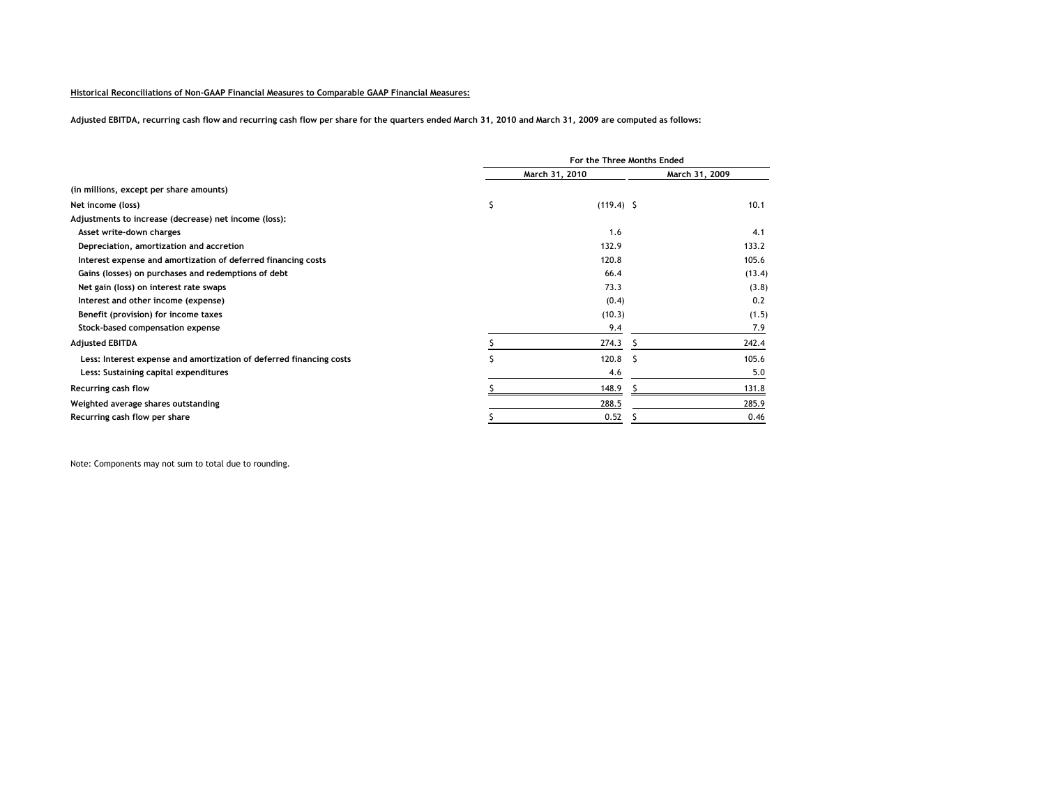**Historical Reconciliations of Non-GAAP Financial Measures to Comparable GAAP Financial Measures:**

**Adjusted EBITDA, recurring cash flow and recurring cash flow per share for the quarters ended March 31, 2010 and March 31, 2009 are computed as follows:**

| | For the Three Months Ended | |
|---|---|---|
| | March 31, 2010 | March 31, 2009 |
| **(in millions, except per share amounts)** | | |
| **Net income (loss)** | $ (119.4) | $ 10.1 |
| **Adjustments to increase (decrease) net income (loss):** | | |
| Asset write-down charges | 1.6 | 4.1 |
| Depreciation, amortization and accretion | 132.9 | 133.2 |
| Interest expense and amortization of deferred financing costs | 120.8 | 105.6 |
| Gains (losses) on purchases and redemptions of debt | 66.4 | (13.4) |
| Net gain (loss) on interest rate swaps | 73.3 | (3.8) |
| Interest and other income (expense) | (0.4) | 0.2 |
| Benefit (provision) for income taxes | (10.3) | (1.5) |
| Stock-based compensation expense | 9.4 | 7.9 |
| **Adjusted EBITDA** | $ 274.3 | $ 242.4 |
| Less: Interest expense and amortization of deferred financing costs | $ 120.8 | $ 105.6 |
| Less: Sustaining capital expenditures | 4.6 | 5.0 |
| **Recurring cash flow** | $ 148.9 | $ 131.8 |
| **Weighted average shares outstanding** | 288.5 | 285.9 |
| **Recurring cash flow per share** | $ 0.52 | $ 0.46 |

Note: Components may not sum to total due to rounding.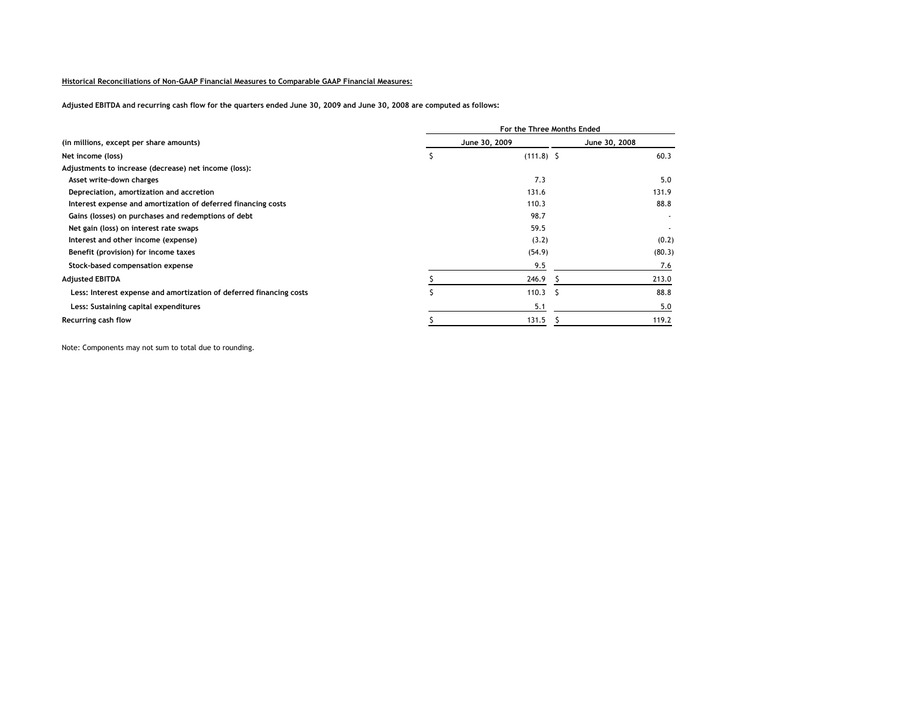**Historical Reconciliations of Non-GAAP Financial Measures to Comparable GAAP Financial Measures:**

**Adjusted EBITDA and recurring cash flow for the quarters ended June 30, 2009 and June 30, 2008 are computed as follows:**

| | For the Three Months Ended | |
|---|---|---|
| (in millions, except per share amounts) | June 30, 2009 | June 30, 2008 |
| Net income (loss) | $ (111.8) | $ 60.3 |
| Adjustments to increase (decrease) net income (loss): | | |
| Asset write-down charges | 7.3 | 5.0 |
| Depreciation, amortization and accretion | 131.6 | 131.9 |
| Interest expense and amortization of deferred financing costs | 110.3 | 88.8 |
| Gains (losses) on purchases and redemptions of debt | 98.7 | - |
| Net gain (loss) on interest rate swaps | 59.5 | - |
| Interest and other income (expense) | (3.2) | (0.2) |
| Benefit (provision) for income taxes | (54.9) | (80.3) |
| Stock-based compensation expense | 9.5 | 7.6 |
| Adjusted EBITDA | $ 246.9 | $ 213.0 |
| Less: Interest expense and amortization of deferred financing costs | $ 110.3 | $ 88.8 |
| Less: Sustaining capital expenditures | 5.1 | 5.0 |
| Recurring cash flow | $ 131.5 | $ 119.2 |

Note: Components may not sum to total due to rounding.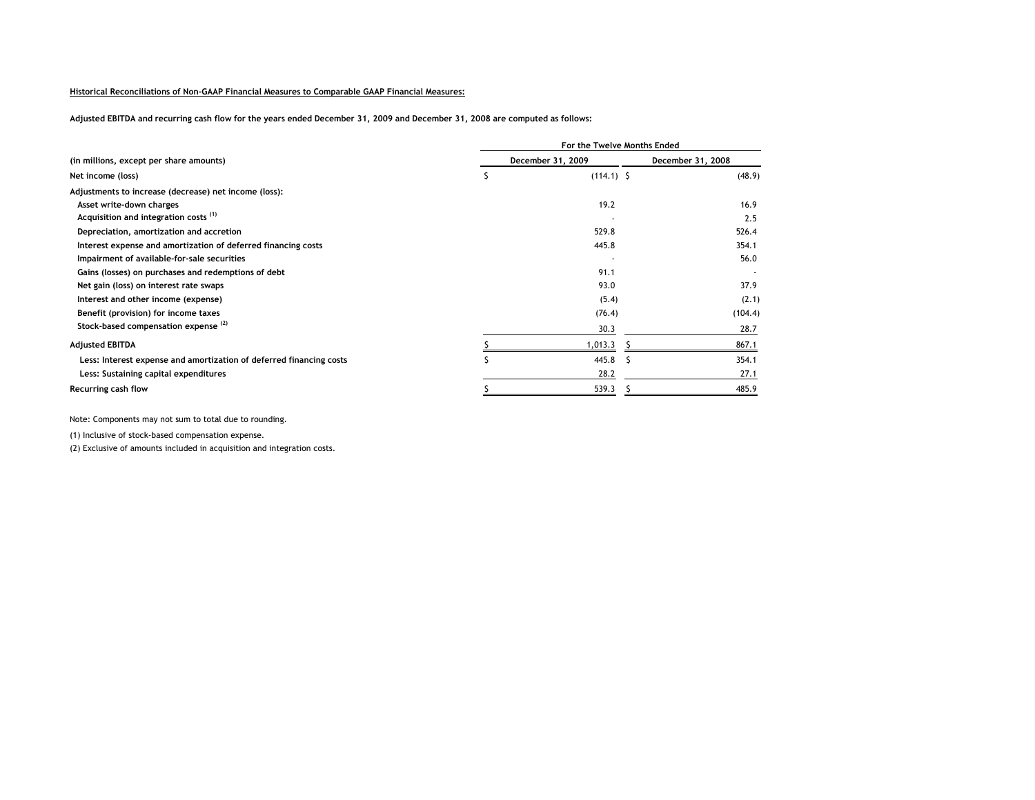Historical Reconciliations of Non-GAAP Financial Measures to Comparable GAAP Financial Measures:

**Adjusted EBITDA and recurring cash flow for the years ended December 31, 2009 and December 31, 2008 are computed as follows:**

| | For the Twelve Months Ended | |
|---|---|---|
| (in millions, except per share amounts) | December 31, 2009 | December 31, 2008 |
| Net income (loss) | $ (114.1) | $ (48.9) |
| Adjustments to increase (decrease) net income (loss): | | |
| Asset write-down charges | 19.2 | 16.9 |
| Acquisition and integration costs [1] | - | 2.5 |
| Depreciation, amortization and accretion | 529.8 | 526.4 |
| Interest expense and amortization of deferred financing costs | 445.8 | 354.1 |
| Impairment of available-for-sale securities | - | 56.0 |
| Gains (losses) on purchases and redemptions of debt | 91.1 | - |
| Net gain (loss) on interest rate swaps | 93.0 | 37.9 |
| Interest and other income (expense) | (5.4) | (2.1) |
| Benefit (provision) for income taxes | (76.4) | (104.4) |
| Stock-based compensation expense [2] | 30.3 | 28.7 |
| Adjusted EBITDA | $ 1,013.3 | $ 867.1 |
| Less: Interest expense and amortization of deferred financing costs | $ 445.8 | $ 354.1 |
| Less: Sustaining capital expenditures | 28.2 | 27.1 |
| Recurring cash flow | $ 539.3 | $ 485.9 |

Note: Components may not sum to total due to rounding.

(1) Inclusive of stock-based compensation expense.

(2) Exclusive of amounts included in acquisition and integration costs.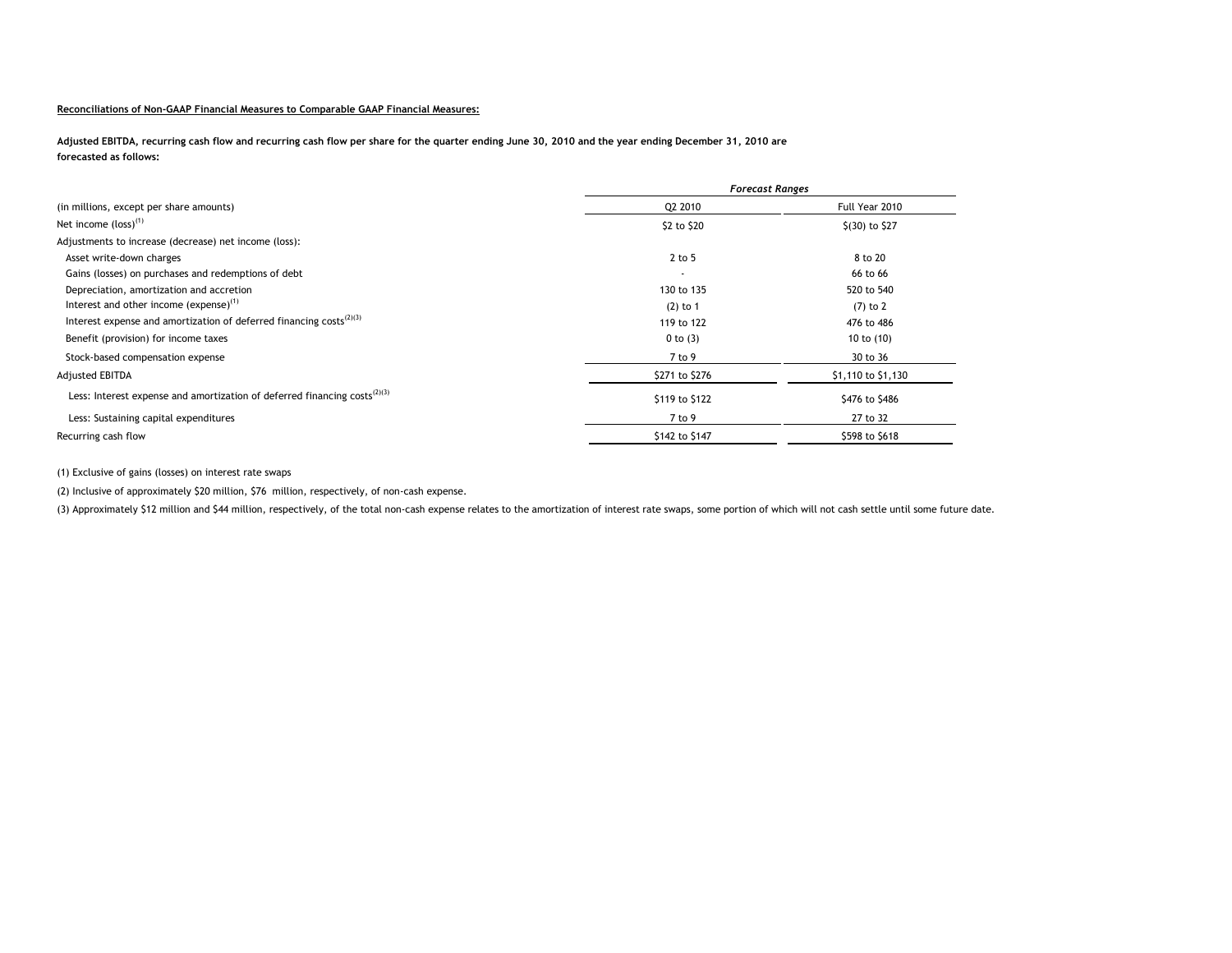**Reconciliations of Non-GAAP Financial Measures to Comparable GAAP Financial Measures:**

**Adjusted EBITDA, recurring cash flow and recurring cash flow per share for the quarter ending June 30, 2010 and the year ending December 31, 2010 are forecasted as follows:**

| | *Forecast Ranges* | |
|---|---|---|
| (in millions, except per share amounts) | Q2 2010 | Full Year 2010 |
| Net income (loss)[1] | $2 to $20 | $(30) to $27 |
| Adjustments to increase (decrease) net income (loss): | | |
| Asset write-down charges | 2 to 5 | 8 to 20 |
| Gains (losses) on purchases and redemptions of debt | - | 66 to 66 |
| Depreciation, amortization and accretion | 130 to 135 | 520 to 540 |
| Interest and other income (expense)[1] | (2) to 1 | (7) to 2 |
| Interest expense and amortization of deferred financing costs[2][3] | 119 to 122 | 476 to 486 |
| Benefit (provision) for income taxes | 0 to (3) | 10 to (10) |
| Stock-based compensation expense | 7 to 9 | 30 to 36 |
| Adjusted EBITDA | $271 to $276 | $1,110 to $1,130 |
| Less: Interest expense and amortization of deferred financing costs[2][3] | $119 to $122 | $476 to $486 |
| Less: Sustaining capital expenditures | 7 to 9 | 27 to 32 |
| Recurring cash flow | $142 to $147 | $598 to $618 |

(1) Exclusive of gains (losses) on interest rate swaps

(2) Inclusive of approximately $20 million, $76 million, respectively, of non-cash expense.

(3) Approximately $12 million and $44 million, respectively, of the total non-cash expense relates to the amortization of interest rate swaps, some portion of which will not cash settle until some future date.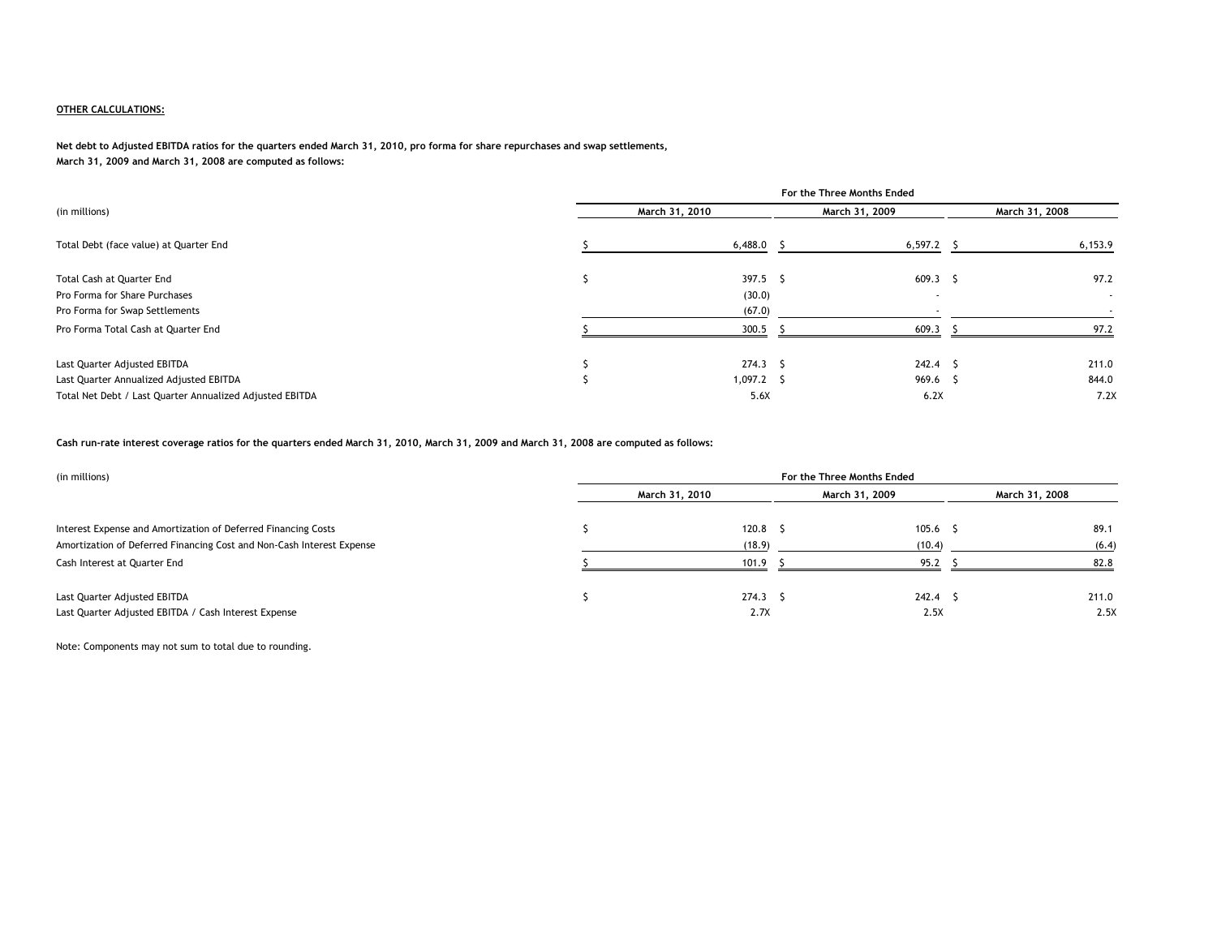**OTHER CALCULATIONS:**

**Net debt to Adjusted EBITDA ratios for the quarters ended March 31, 2010, pro forma for share repurchases and swap settlements, March 31, 2009 and March 31, 2008 are computed as follows:**

| (in millions) | For the Three Months Ended | | |
|---|---|---|---|
| | March 31, 2010 | March 31, 2009 | March 31, 2008 |
| Total Debt (face value) at Quarter End | $ 6,488.0 | $ 6,597.2 | $ 6,153.9 |
| Total Cash at Quarter End | $ 397.5 | $ 609.3 | $ 97.2 |
| Pro Forma for Share Purchases | (30.0) | - | - |
| Pro Forma for Swap Settlements | (67.0) | - | - |
| Pro Forma Total Cash at Quarter End | $ 300.5 | $ 609.3 | $ 97.2 |
| Last Quarter Adjusted EBITDA | $ 274.3 | $ 242.4 | $ 211.0 |
| Last Quarter Annualized Adjusted EBITDA | $ 1,097.2 | $ 969.6 | $ 844.0 |
| Total Net Debt / Last Quarter Annualized Adjusted EBITDA | 5.6X | 6.2X | 7.2X |

**Cash run-rate interest coverage ratios for the quarters ended March 31, 2010, March 31, 2009 and March 31, 2008 are computed as follows:**

| (in millions) | For the Three Months Ended | | |
|---|---|---|---|
| | March 31, 2010 | March 31, 2009 | March 31, 2008 |
| Interest Expense and Amortization of Deferred Financing Costs | $ 120.8 | $ 105.6 | $ 89.1 |
| Amortization of Deferred Financing Cost and Non-Cash Interest Expense | (18.9) | (10.4) | (6.4) |
| Cash Interest at Quarter End | $ 101.9 | $ 95.2 | $ 82.8 |
| Last Quarter Adjusted EBITDA | $ 274.3 | $ 242.4 | $ 211.0 |
| Last Quarter Adjusted EBITDA / Cash Interest Expense | 2.7X | 2.5X | 2.5X |

Note: Components may not sum to total due to rounding.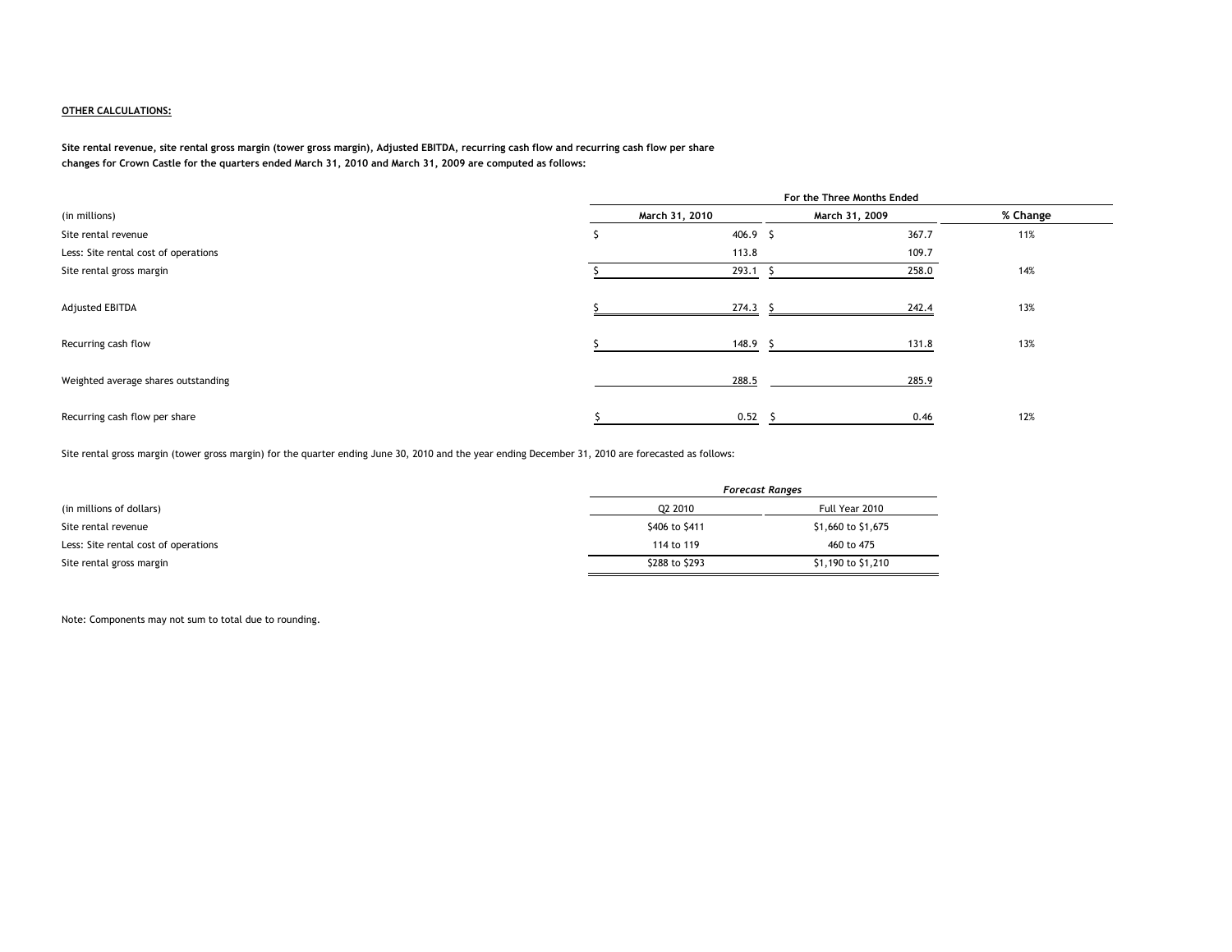**OTHER CALCULATIONS:**

**Site rental revenue, site rental gross margin (tower gross margin), Adjusted EBITDA, recurring cash flow and recurring cash flow per share changes for Crown Castle for the quarters ended March 31, 2010 and March 31, 2009 are computed as follows:**

| | For the Three Months Ended | | |
|---|---|---|---|
| (in millions) | March 31, 2010 | March 31, 2009 | % Change |
| Site rental revenue | $ 406.9 | $ 367.7 | 11% |
| Less: Site rental cost of operations | 113.8 | 109.7 | |
| Site rental gross margin | $ 293.1 | $ 258.0 | 14% |
| Adjusted EBITDA | $ 274.3 | $ 242.4 | 13% |
| Recurring cash flow | $ 148.9 | $ 131.8 | 13% |
| Weighted average shares outstanding | 288.5 | 285.9 | |
| Recurring cash flow per share | $ 0.52 | $ 0.46 | 12% |

Site rental gross margin (tower gross margin) for the quarter ending June 30, 2010 and the year ending December 31, 2010 are forecasted as follows:

| | *Forecast Ranges* | |
|---|---|---|
| (in millions of dollars) | Q2 2010 | Full Year 2010 |
| Site rental revenue | $406 to $411 | $1,660 to $1,675 |
| Less: Site rental cost of operations | 114 to 119 | 460 to 475 |
| Site rental gross margin | $288 to $293 | $1,190 to $1,210 |

Note: Components may not sum to total due to rounding.